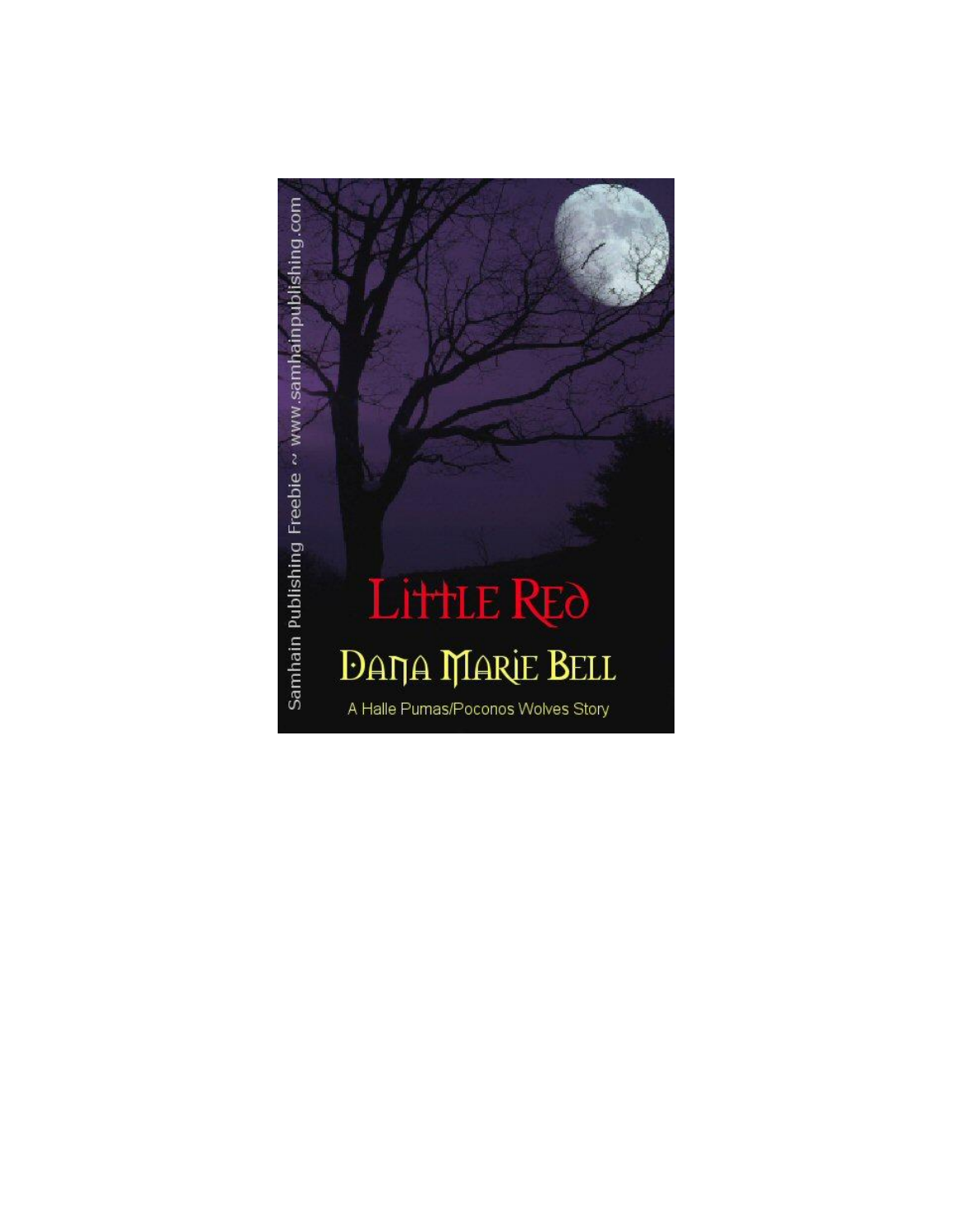Samhain Publishing Freebie ~ www.samhainpublishing.com

# Little Red

## Dana Marie Bell

A Halle Pumas/Poconos Wolves Story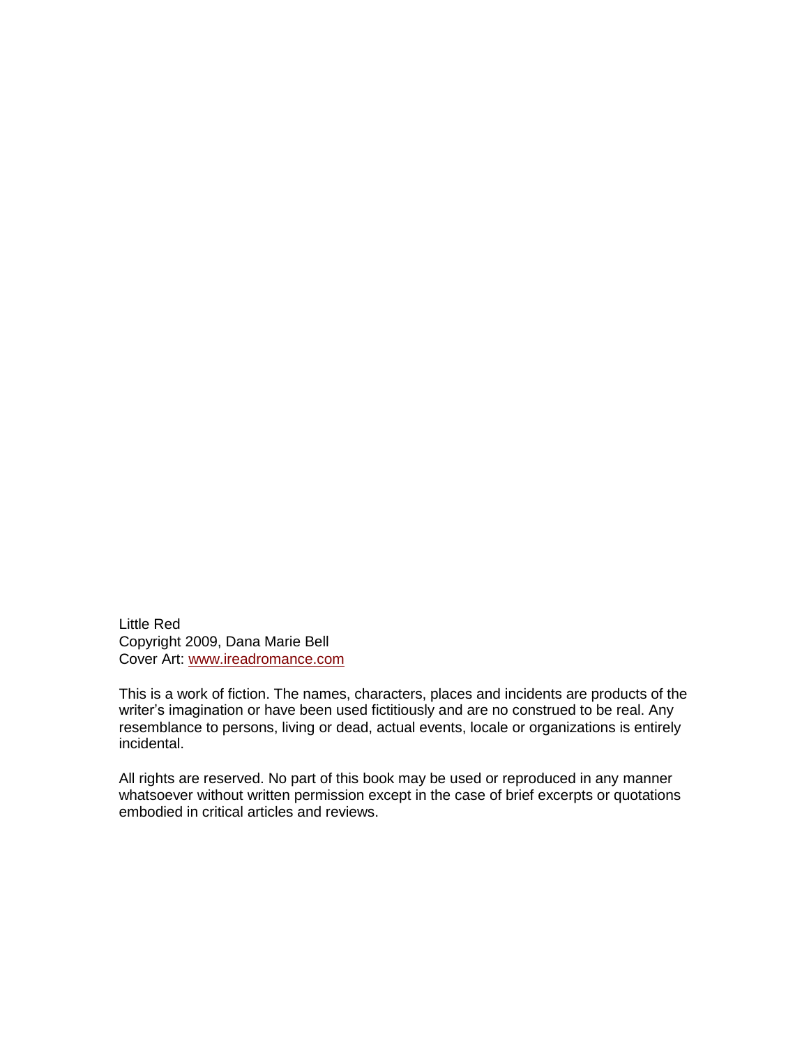Little Red
Copyright 2009, Dana Marie Bell
Cover Art: [www.ireadromance.com](http://www.ireadromance.com)

This is a work of fiction. The names, characters, places and incidents are products of the writer's imagination or have been used fictitiously and are no construed to be real. Any resemblance to persons, living or dead, actual events, locale or organizations is entirely incidental.

All rights are reserved. No part of this book may be used or reproduced in any manner whatsoever without written permission except in the case of brief excerpts or quotations embodied in critical articles and reviews.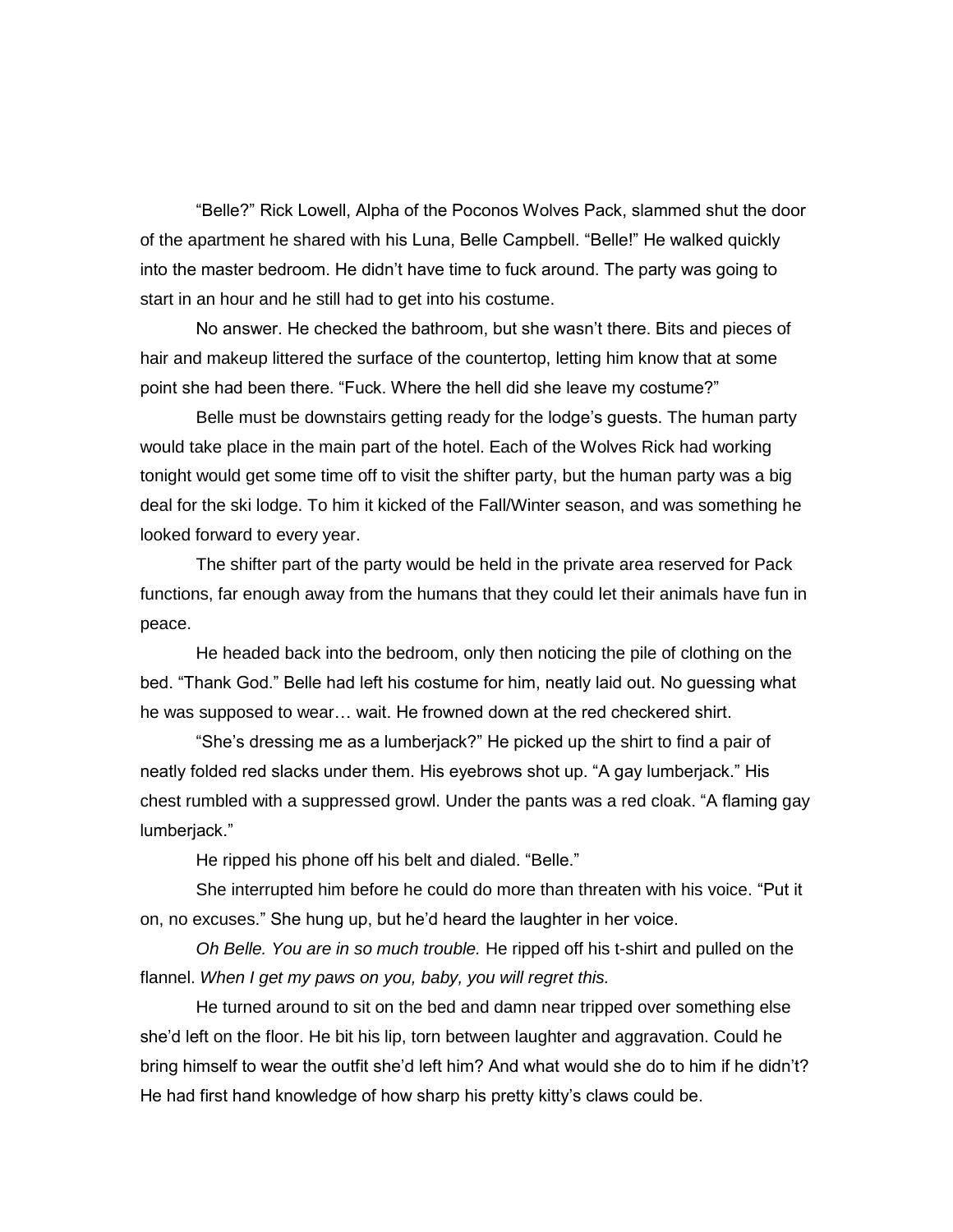"Belle?" Rick Lowell, Alpha of the Poconos Wolves Pack, slammed shut the door of the apartment he shared with his Luna, Belle Campbell. "Belle!" He walked quickly into the master bedroom. He didn't have time to fuck around. The party was going to start in an hour and he still had to get into his costume.

No answer. He checked the bathroom, but she wasn't there. Bits and pieces of hair and makeup littered the surface of the countertop, letting him know that at some point she had been there. "Fuck. Where the hell did she leave my costume?"

Belle must be downstairs getting ready for the lodge's guests. The human party would take place in the main part of the hotel. Each of the Wolves Rick had working tonight would get some time off to visit the shifter party, but the human party was a big deal for the ski lodge. To him it kicked of the Fall/Winter season, and was something he looked forward to every year.

The shifter part of the party would be held in the private area reserved for Pack functions, far enough away from the humans that they could let their animals have fun in peace.

He headed back into the bedroom, only then noticing the pile of clothing on the bed. "Thank God." Belle had left his costume for him, neatly laid out. No guessing what he was supposed to wear… wait. He frowned down at the red checkered shirt.

"She's dressing me as a lumberjack?" He picked up the shirt to find a pair of neatly folded red slacks under them. His eyebrows shot up. "A gay lumberjack." His chest rumbled with a suppressed growl. Under the pants was a red cloak. "A flaming gay lumberjack."

He ripped his phone off his belt and dialed. "Belle."

She interrupted him before he could do more than threaten with his voice. "Put it on, no excuses." She hung up, but he'd heard the laughter in her voice.

*Oh Belle. You are in so much trouble.* He ripped off his t-shirt and pulled on the flannel. *When I get my paws on you, baby, you will regret this.*

He turned around to sit on the bed and damn near tripped over something else she'd left on the floor. He bit his lip, torn between laughter and aggravation. Could he bring himself to wear the outfit she'd left him? And what would she do to him if he didn't? He had first hand knowledge of how sharp his pretty kitty's claws could be.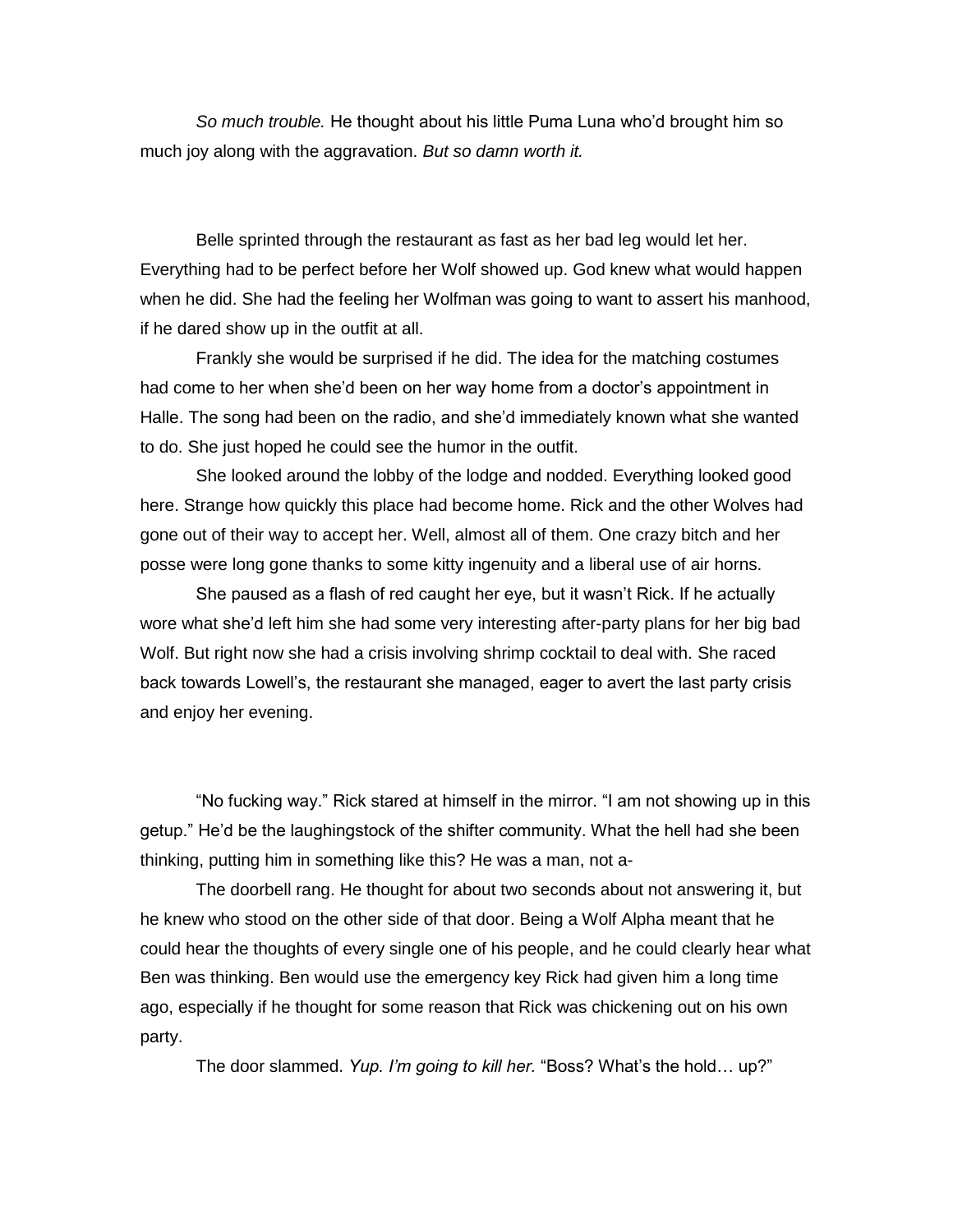*So much trouble.* He thought about his little Puma Luna who'd brought him so much joy along with the aggravation. *But so damn worth it.*

Belle sprinted through the restaurant as fast as her bad leg would let her. Everything had to be perfect before her Wolf showed up. God knew what would happen when he did. She had the feeling her Wolfman was going to want to assert his manhood, if he dared show up in the outfit at all.

Frankly she would be surprised if he did. The idea for the matching costumes had come to her when she'd been on her way home from a doctor's appointment in Halle. The song had been on the radio, and she'd immediately known what she wanted to do. She just hoped he could see the humor in the outfit.

She looked around the lobby of the lodge and nodded. Everything looked good here. Strange how quickly this place had become home. Rick and the other Wolves had gone out of their way to accept her. Well, almost all of them. One crazy bitch and her posse were long gone thanks to some kitty ingenuity and a liberal use of air horns.

She paused as a flash of red caught her eye, but it wasn't Rick. If he actually wore what she'd left him she had some very interesting after-party plans for her big bad Wolf. But right now she had a crisis involving shrimp cocktail to deal with. She raced back towards Lowell's, the restaurant she managed, eager to avert the last party crisis and enjoy her evening.

"No fucking way." Rick stared at himself in the mirror. "I am not showing up in this getup." He'd be the laughingstock of the shifter community. What the hell had she been thinking, putting him in something like this? He was a man, not a-

The doorbell rang. He thought for about two seconds about not answering it, but he knew who stood on the other side of that door. Being a Wolf Alpha meant that he could hear the thoughts of every single one of his people, and he could clearly hear what Ben was thinking. Ben would use the emergency key Rick had given him a long time ago, especially if he thought for some reason that Rick was chickening out on his own party.

The door slammed. *Yup. I'm going to kill her.* "Boss? What's the hold… up?"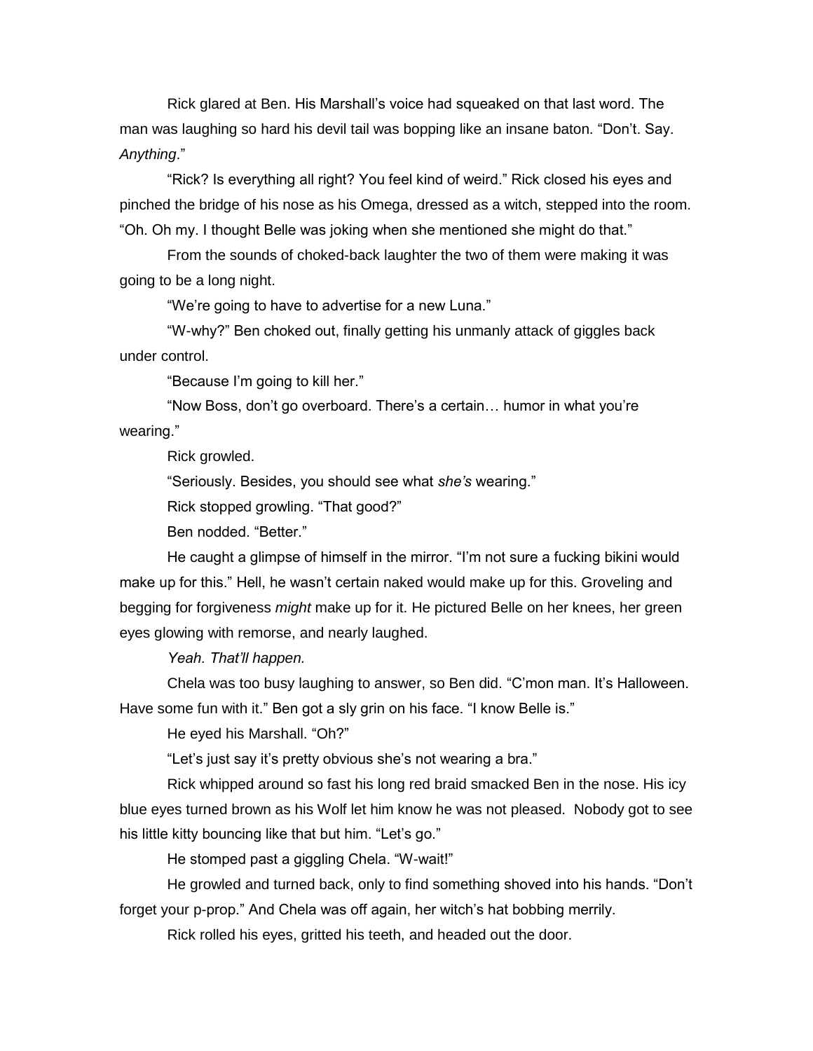Rick glared at Ben. His Marshall's voice had squeaked on that last word. The man was laughing so hard his devil tail was bopping like an insane baton. "Don't. Say. *Anything*."

"Rick? Is everything all right? You feel kind of weird." Rick closed his eyes and pinched the bridge of his nose as his Omega, dressed as a witch, stepped into the room. "Oh. Oh my. I thought Belle was joking when she mentioned she might do that."

From the sounds of choked-back laughter the two of them were making it was going to be a long night.

"We're going to have to advertise for a new Luna."

"W-why?" Ben choked out, finally getting his unmanly attack of giggles back under control.

"Because I'm going to kill her."

"Now Boss, don't go overboard. There's a certain… humor in what you're wearing."

Rick growled.

"Seriously. Besides, you should see what *she's* wearing."

Rick stopped growling. "That good?"

Ben nodded. "Better."

He caught a glimpse of himself in the mirror. "I'm not sure a fucking bikini would make up for this." Hell, he wasn't certain naked would make up for this. Groveling and begging for forgiveness *might* make up for it. He pictured Belle on her knees, her green eyes glowing with remorse, and nearly laughed.

*Yeah. That'll happen.*

Chela was too busy laughing to answer, so Ben did. "C'mon man. It's Halloween. Have some fun with it." Ben got a sly grin on his face. "I know Belle is."

He eyed his Marshall. "Oh?"

"Let's just say it's pretty obvious she's not wearing a bra."

Rick whipped around so fast his long red braid smacked Ben in the nose. His icy blue eyes turned brown as his Wolf let him know he was not pleased. Nobody got to see his little kitty bouncing like that but him. "Let's go."

He stomped past a giggling Chela. "W-wait!"

He growled and turned back, only to find something shoved into his hands. "Don't forget your p-prop." And Chela was off again, her witch's hat bobbing merrily.

Rick rolled his eyes, gritted his teeth, and headed out the door.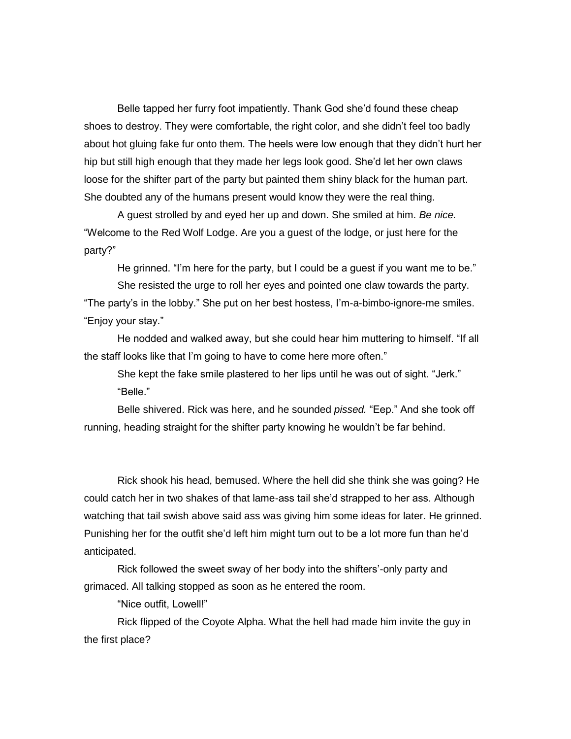Belle tapped her furry foot impatiently. Thank God she'd found these cheap shoes to destroy. They were comfortable, the right color, and she didn't feel too badly about hot gluing fake fur onto them. The heels were low enough that they didn't hurt her hip but still high enough that they made her legs look good. She'd let her own claws loose for the shifter part of the party but painted them shiny black for the human part. She doubted any of the humans present would know they were the real thing.

A guest strolled by and eyed her up and down. She smiled at him. *Be nice.* "Welcome to the Red Wolf Lodge. Are you a guest of the lodge, or just here for the party?"

He grinned. "I'm here for the party, but I could be a guest if you want me to be."

She resisted the urge to roll her eyes and pointed one claw towards the party. "The party's in the lobby." She put on her best hostess, I'm-a-bimbo-ignore-me smiles. "Enjoy your stay."

He nodded and walked away, but she could hear him muttering to himself. "If all the staff looks like that I'm going to have to come here more often."

She kept the fake smile plastered to her lips until he was out of sight. "Jerk."

"Belle."

Belle shivered. Rick was here, and he sounded *pissed.* "Eep." And she took off running, heading straight for the shifter party knowing he wouldn't be far behind.

Rick shook his head, bemused. Where the hell did she think she was going? He could catch her in two shakes of that lame-ass tail she'd strapped to her ass. Although watching that tail swish above said ass was giving him some ideas for later. He grinned. Punishing her for the outfit she'd left him might turn out to be a lot more fun than he'd anticipated.

Rick followed the sweet sway of her body into the shifters'-only party and grimaced. All talking stopped as soon as he entered the room.

"Nice outfit, Lowell!"

Rick flipped of the Coyote Alpha. What the hell had made him invite the guy in the first place?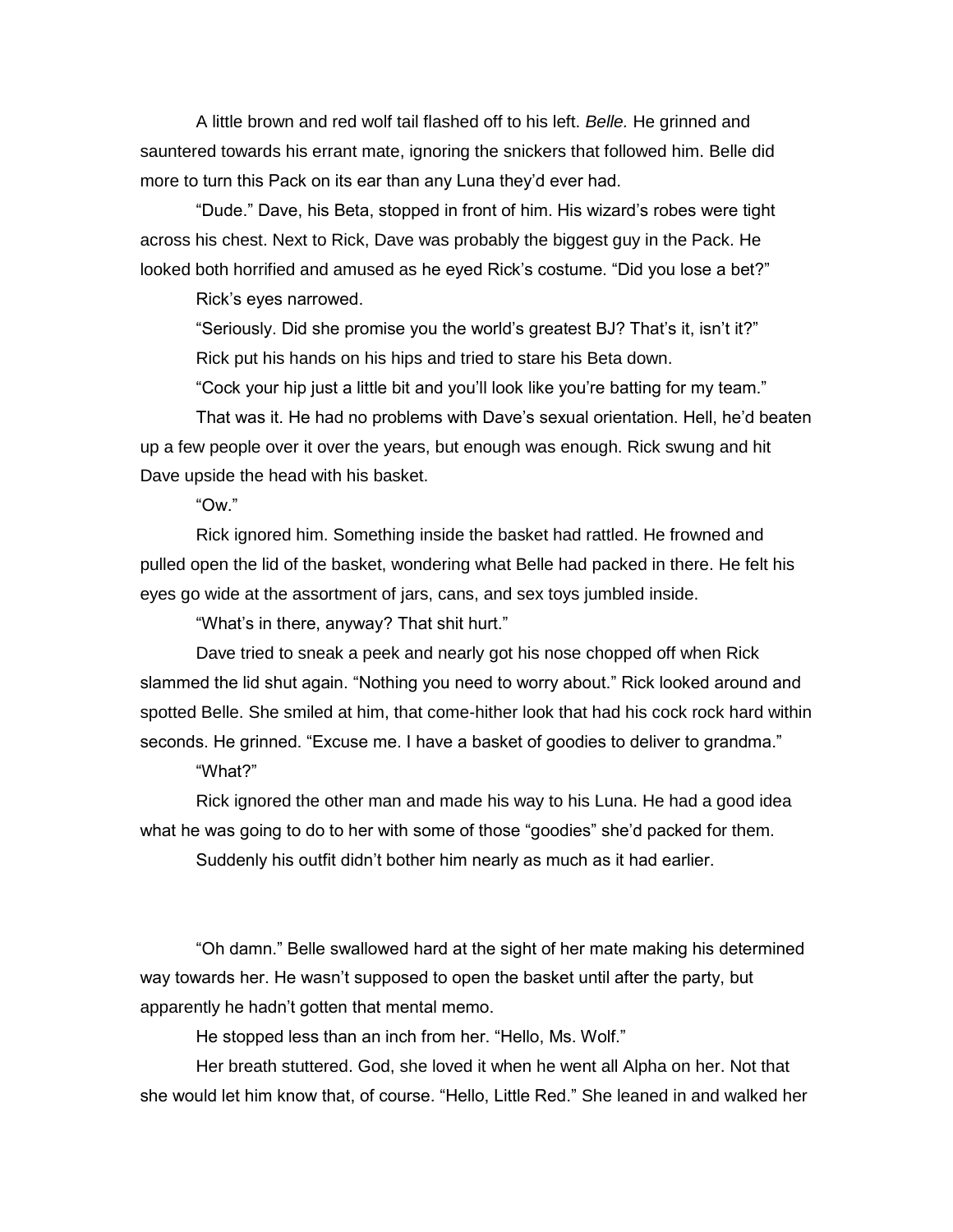A little brown and red wolf tail flashed off to his left. *Belle.* He grinned and sauntered towards his errant mate, ignoring the snickers that followed him. Belle did more to turn this Pack on its ear than any Luna they'd ever had.

"Dude." Dave, his Beta, stopped in front of him. His wizard's robes were tight across his chest. Next to Rick, Dave was probably the biggest guy in the Pack. He looked both horrified and amused as he eyed Rick's costume. "Did you lose a bet?"

Rick's eyes narrowed.

"Seriously. Did she promise you the world's greatest BJ? That's it, isn't it?"

Rick put his hands on his hips and tried to stare his Beta down.

"Cock your hip just a little bit and you'll look like you're batting for my team."

That was it. He had no problems with Dave's sexual orientation. Hell, he'd beaten up a few people over it over the years, but enough was enough. Rick swung and hit Dave upside the head with his basket.

"Ow."

Rick ignored him. Something inside the basket had rattled. He frowned and pulled open the lid of the basket, wondering what Belle had packed in there. He felt his eyes go wide at the assortment of jars, cans, and sex toys jumbled inside.

"What's in there, anyway? That shit hurt."

Dave tried to sneak a peek and nearly got his nose chopped off when Rick slammed the lid shut again. "Nothing you need to worry about." Rick looked around and spotted Belle. She smiled at him, that come-hither look that had his cock rock hard within seconds. He grinned. "Excuse me. I have a basket of goodies to deliver to grandma."

"What?"

Rick ignored the other man and made his way to his Luna. He had a good idea what he was going to do to her with some of those "goodies" she'd packed for them.

Suddenly his outfit didn't bother him nearly as much as it had earlier.

"Oh damn." Belle swallowed hard at the sight of her mate making his determined way towards her. He wasn't supposed to open the basket until after the party, but apparently he hadn't gotten that mental memo.

He stopped less than an inch from her. "Hello, Ms. Wolf."

Her breath stuttered. God, she loved it when he went all Alpha on her. Not that she would let him know that, of course. "Hello, Little Red." She leaned in and walked her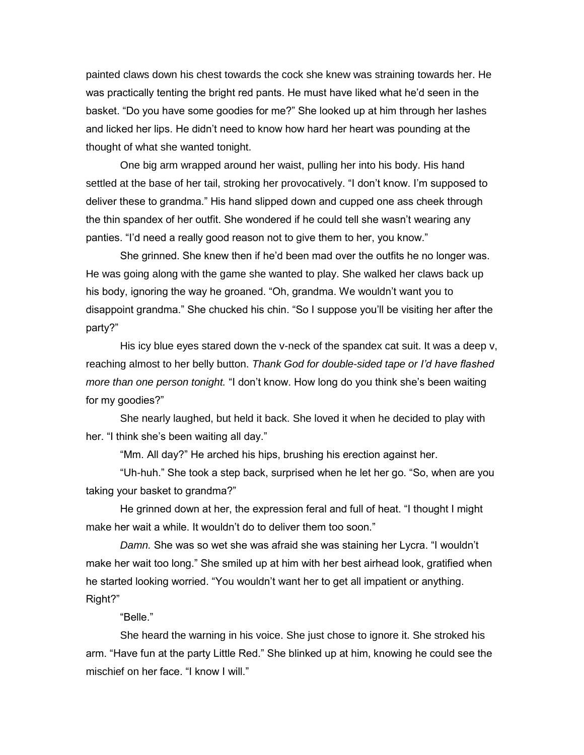painted claws down his chest towards the cock she knew was straining towards her. He was practically tenting the bright red pants. He must have liked what he'd seen in the basket. "Do you have some goodies for me?" She looked up at him through her lashes and licked her lips. He didn't need to know how hard her heart was pounding at the thought of what she wanted tonight.

One big arm wrapped around her waist, pulling her into his body. His hand settled at the base of her tail, stroking her provocatively. "I don't know. I'm supposed to deliver these to grandma." His hand slipped down and cupped one ass cheek through the thin spandex of her outfit. She wondered if he could tell she wasn't wearing any panties. "I'd need a really good reason not to give them to her, you know."

She grinned. She knew then if he'd been mad over the outfits he no longer was. He was going along with the game she wanted to play. She walked her claws back up his body, ignoring the way he groaned. "Oh, grandma. We wouldn't want you to disappoint grandma." She chucked his chin. "So I suppose you'll be visiting her after the party?"

His icy blue eyes stared down the v-neck of the spandex cat suit. It was a deep v, reaching almost to her belly button. *Thank God for double-sided tape or I'd have flashed more than one person tonight.* "I don't know. How long do you think she's been waiting for my goodies?"

She nearly laughed, but held it back. She loved it when he decided to play with her. "I think she's been waiting all day."

"Mm. All day?" He arched his hips, brushing his erection against her.

"Uh-huh." She took a step back, surprised when he let her go. "So, when are you taking your basket to grandma?"

He grinned down at her, the expression feral and full of heat. "I thought I might make her wait a while. It wouldn't do to deliver them too soon."

*Damn.* She was so wet she was afraid she was staining her Lycra. "I wouldn't make her wait too long." She smiled up at him with her best airhead look, gratified when he started looking worried. "You wouldn't want her to get all impatient or anything. Right?"

"Belle."

She heard the warning in his voice. She just chose to ignore it. She stroked his arm. "Have fun at the party Little Red." She blinked up at him, knowing he could see the mischief on her face. "I know I will."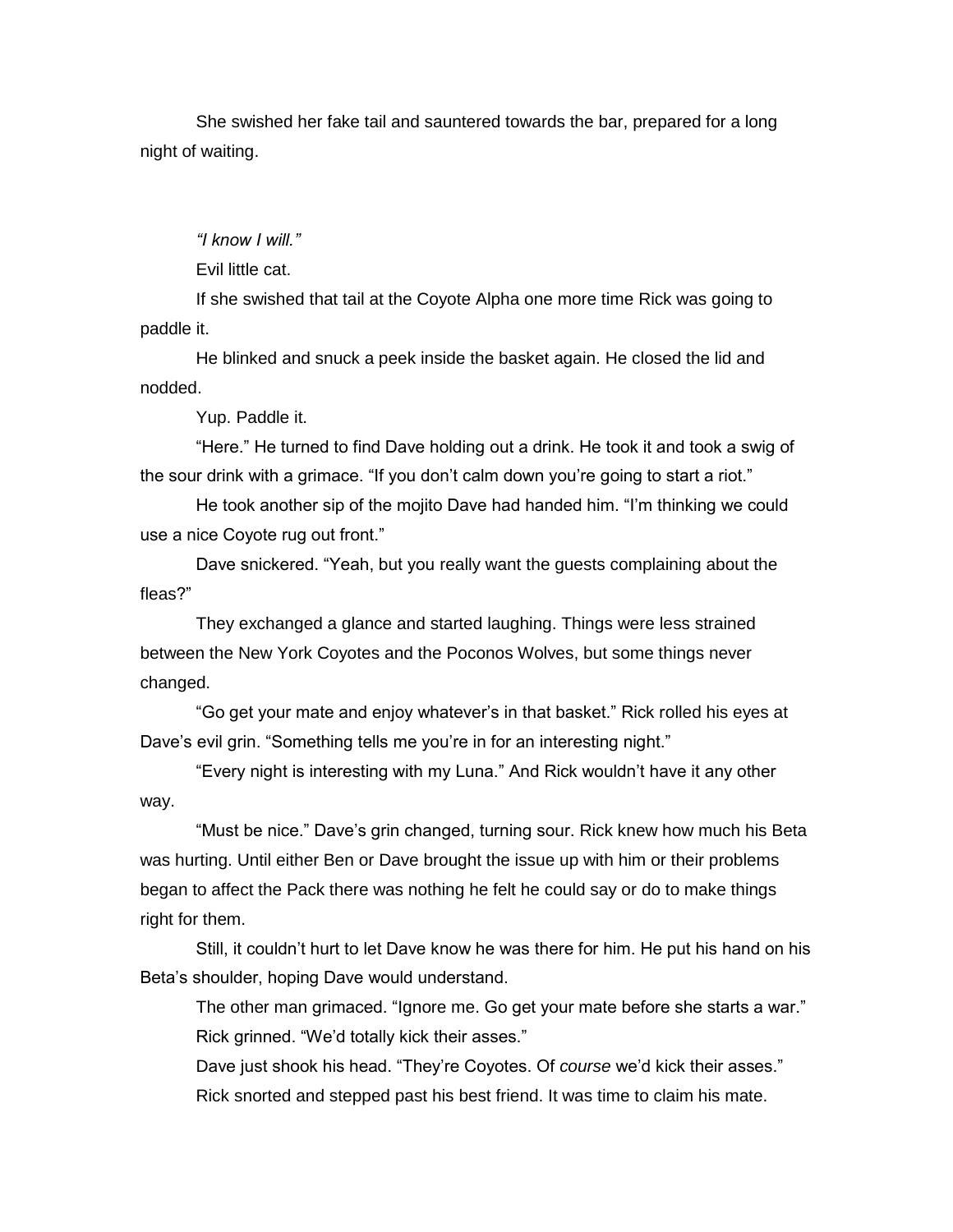She swished her fake tail and sauntered towards the bar, prepared for a long night of waiting.

*"I know I will."*

Evil little cat.

If she swished that tail at the Coyote Alpha one more time Rick was going to paddle it.

He blinked and snuck a peek inside the basket again. He closed the lid and nodded.

Yup. Paddle it.

"Here." He turned to find Dave holding out a drink. He took it and took a swig of the sour drink with a grimace. "If you don't calm down you're going to start a riot."

He took another sip of the mojito Dave had handed him. "I'm thinking we could use a nice Coyote rug out front."

Dave snickered. "Yeah, but you really want the guests complaining about the fleas?"

They exchanged a glance and started laughing. Things were less strained between the New York Coyotes and the Poconos Wolves, but some things never changed.

"Go get your mate and enjoy whatever's in that basket." Rick rolled his eyes at Dave's evil grin. "Something tells me you're in for an interesting night."

"Every night is interesting with my Luna." And Rick wouldn't have it any other way.

"Must be nice." Dave's grin changed, turning sour. Rick knew how much his Beta was hurting. Until either Ben or Dave brought the issue up with him or their problems began to affect the Pack there was nothing he felt he could say or do to make things right for them.

Still, it couldn't hurt to let Dave know he was there for him. He put his hand on his Beta's shoulder, hoping Dave would understand.

The other man grimaced. "Ignore me. Go get your mate before she starts a war."

Rick grinned. "We'd totally kick their asses."

Dave just shook his head. "They're Coyotes. Of *course* we'd kick their asses."

Rick snorted and stepped past his best friend. It was time to claim his mate.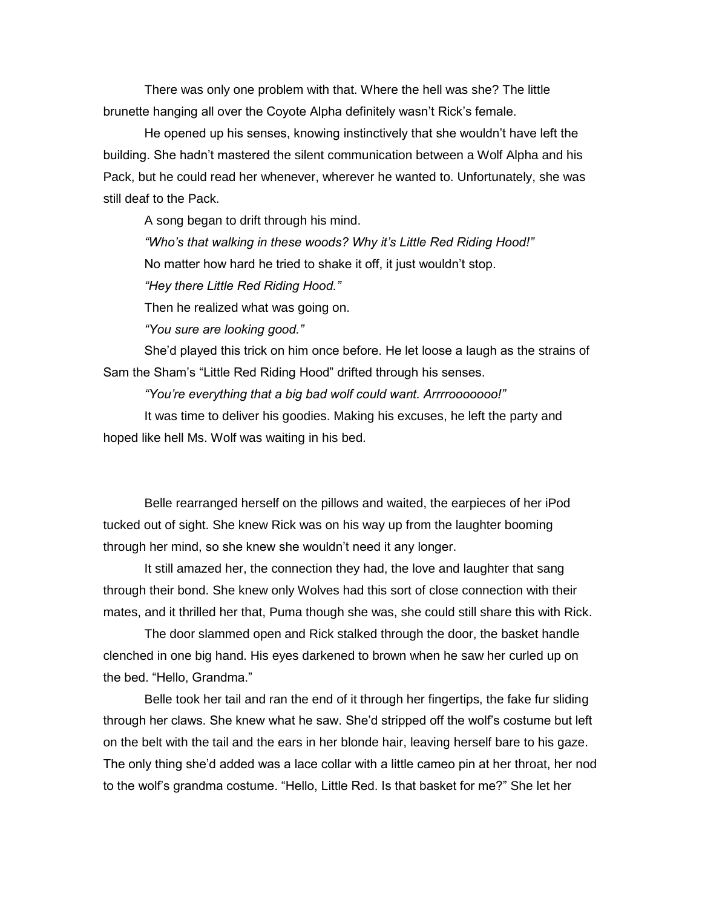There was only one problem with that. Where the hell was she? The little brunette hanging all over the Coyote Alpha definitely wasn't Rick's female.

He opened up his senses, knowing instinctively that she wouldn't have left the building. She hadn't mastered the silent communication between a Wolf Alpha and his Pack, but he could read her whenever, wherever he wanted to. Unfortunately, she was still deaf to the Pack.

A song began to drift through his mind.

*"Who's that walking in these woods? Why it's Little Red Riding Hood!"*

No matter how hard he tried to shake it off, it just wouldn't stop.

*"Hey there Little Red Riding Hood."*

Then he realized what was going on.

*"You sure are looking good."*

She'd played this trick on him once before. He let loose a laugh as the strains of Sam the Sham's "Little Red Riding Hood" drifted through his senses.

*"You're everything that a big bad wolf could want. Arrrroooooooo!"*

It was time to deliver his goodies. Making his excuses, he left the party and hoped like hell Ms. Wolf was waiting in his bed.

Belle rearranged herself on the pillows and waited, the earpieces of her iPod tucked out of sight. She knew Rick was on his way up from the laughter booming through her mind, so she knew she wouldn't need it any longer.

It still amazed her, the connection they had, the love and laughter that sang through their bond. She knew only Wolves had this sort of close connection with their mates, and it thrilled her that, Puma though she was, she could still share this with Rick.

The door slammed open and Rick stalked through the door, the basket handle clenched in one big hand. His eyes darkened to brown when he saw her curled up on the bed. "Hello, Grandma."

Belle took her tail and ran the end of it through her fingertips, the fake fur sliding through her claws. She knew what he saw. She'd stripped off the wolf's costume but left on the belt with the tail and the ears in her blonde hair, leaving herself bare to his gaze. The only thing she'd added was a lace collar with a little cameo pin at her throat, her nod to the wolf's grandma costume. "Hello, Little Red. Is that basket for me?" She let her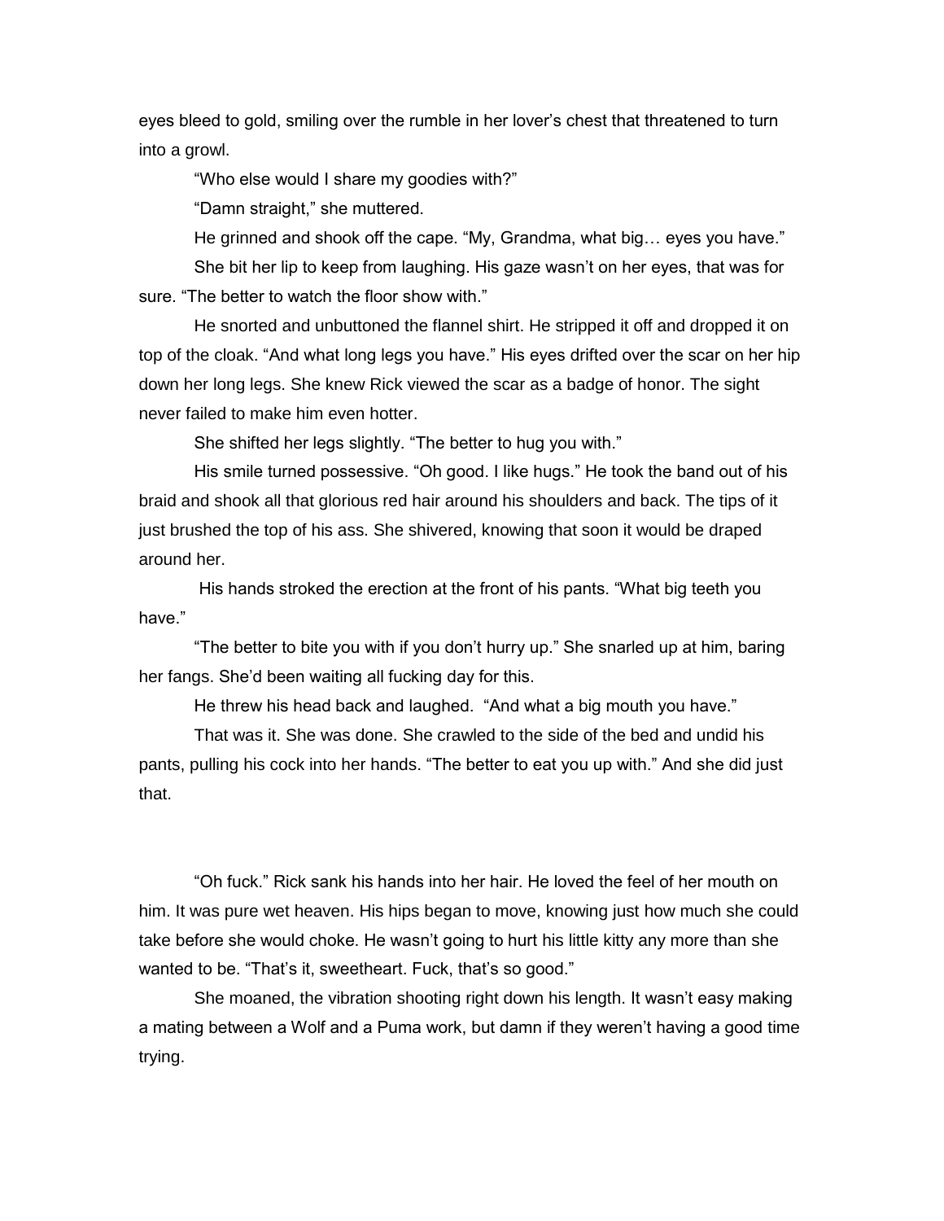eyes bleed to gold, smiling over the rumble in her lover's chest that threatened to turn into a growl.

"Who else would I share my goodies with?"

"Damn straight," she muttered.

He grinned and shook off the cape. "My, Grandma, what big… eyes you have."

She bit her lip to keep from laughing. His gaze wasn't on her eyes, that was for sure. "The better to watch the floor show with."

He snorted and unbuttoned the flannel shirt. He stripped it off and dropped it on top of the cloak. "And what long legs you have." His eyes drifted over the scar on her hip down her long legs. She knew Rick viewed the scar as a badge of honor. The sight never failed to make him even hotter.

She shifted her legs slightly. "The better to hug you with."

His smile turned possessive. "Oh good. I like hugs." He took the band out of his braid and shook all that glorious red hair around his shoulders and back. The tips of it just brushed the top of his ass. She shivered, knowing that soon it would be draped around her.

His hands stroked the erection at the front of his pants. "What big teeth you have."

"The better to bite you with if you don't hurry up." She snarled up at him, baring her fangs. She'd been waiting all fucking day for this.

He threw his head back and laughed. "And what a big mouth you have."

That was it. She was done. She crawled to the side of the bed and undid his pants, pulling his cock into her hands. "The better to eat you up with." And she did just that.

"Oh fuck." Rick sank his hands into her hair. He loved the feel of her mouth on him. It was pure wet heaven. His hips began to move, knowing just how much she could take before she would choke. He wasn't going to hurt his little kitty any more than she wanted to be. "That's it, sweetheart. Fuck, that's so good."

She moaned, the vibration shooting right down his length. It wasn't easy making a mating between a Wolf and a Puma work, but damn if they weren't having a good time trying.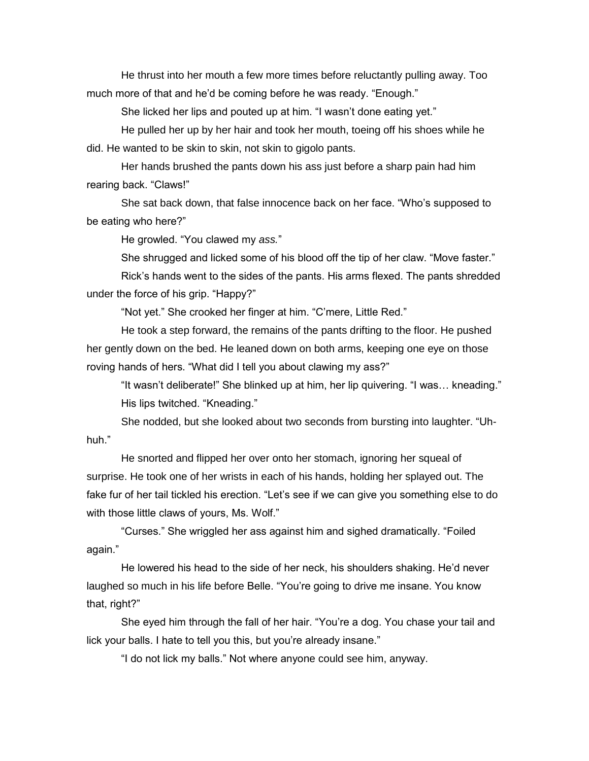He thrust into her mouth a few more times before reluctantly pulling away. Too much more of that and he'd be coming before he was ready. "Enough."

She licked her lips and pouted up at him. "I wasn't done eating yet."

He pulled her up by her hair and took her mouth, toeing off his shoes while he did. He wanted to be skin to skin, not skin to gigolo pants.

Her hands brushed the pants down his ass just before a sharp pain had him rearing back. "Claws!"

She sat back down, that false innocence back on her face. "Who's supposed to be eating who here?"

He growled. "You clawed my *ass.*"

She shrugged and licked some of his blood off the tip of her claw. "Move faster."

Rick's hands went to the sides of the pants. His arms flexed. The pants shredded under the force of his grip. "Happy?"

"Not yet." She crooked her finger at him. "C'mere, Little Red."

He took a step forward, the remains of the pants drifting to the floor. He pushed her gently down on the bed. He leaned down on both arms, keeping one eye on those roving hands of hers. "What did I tell you about clawing my ass?"

"It wasn't deliberate!" She blinked up at him, her lip quivering. "I was… kneading."

His lips twitched. "Kneading."

She nodded, but she looked about two seconds from bursting into laughter. "Uh-huh."

He snorted and flipped her over onto her stomach, ignoring her squeal of surprise. He took one of her wrists in each of his hands, holding her splayed out. The fake fur of her tail tickled his erection. "Let's see if we can give you something else to do with those little claws of yours, Ms. Wolf."

"Curses." She wriggled her ass against him and sighed dramatically. "Foiled again."

He lowered his head to the side of her neck, his shoulders shaking. He'd never laughed so much in his life before Belle. "You're going to drive me insane. You know that, right?"

She eyed him through the fall of her hair. "You're a dog. You chase your tail and lick your balls. I hate to tell you this, but you're already insane."

"I do not lick my balls." Not where anyone could see him, anyway.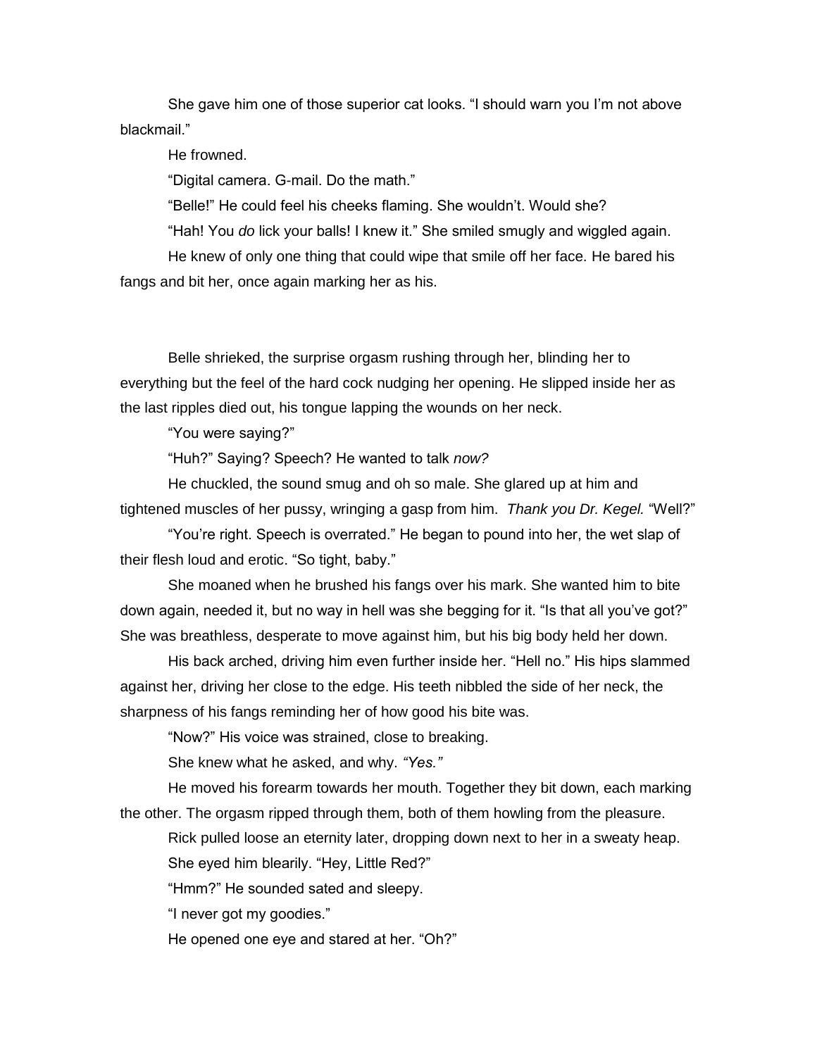She gave him one of those superior cat looks. "I should warn you I'm not above blackmail."

He frowned.

"Digital camera. G-mail. Do the math."

"Belle!" He could feel his cheeks flaming. She wouldn't. Would she?

"Hah! You *do* lick your balls! I knew it." She smiled smugly and wiggled again.

He knew of only one thing that could wipe that smile off her face. He bared his fangs and bit her, once again marking her as his.

Belle shrieked, the surprise orgasm rushing through her, blinding her to everything but the feel of the hard cock nudging her opening. He slipped inside her as the last ripples died out, his tongue lapping the wounds on her neck.

"You were saying?"

"Huh?" Saying? Speech? He wanted to talk *now?*

He chuckled, the sound smug and oh so male. She glared up at him and tightened muscles of her pussy, wringing a gasp from him. *Thank you Dr. Kegel.* "Well?"

"You're right. Speech is overrated." He began to pound into her, the wet slap of their flesh loud and erotic. "So tight, baby."

She moaned when he brushed his fangs over his mark. She wanted him to bite down again, needed it, but no way in hell was she begging for it. "Is that all you've got?" She was breathless, desperate to move against him, but his big body held her down.

His back arched, driving him even further inside her. "Hell no." His hips slammed against her, driving her close to the edge. His teeth nibbled the side of her neck, the sharpness of his fangs reminding her of how good his bite was.

"Now?" His voice was strained, close to breaking.

She knew what he asked, and why. *"Yes."*

He moved his forearm towards her mouth. Together they bit down, each marking the other. The orgasm ripped through them, both of them howling from the pleasure.

Rick pulled loose an eternity later, dropping down next to her in a sweaty heap.

She eyed him blearily. "Hey, Little Red?"

"Hmm?" He sounded sated and sleepy.

"I never got my goodies."

He opened one eye and stared at her. "Oh?"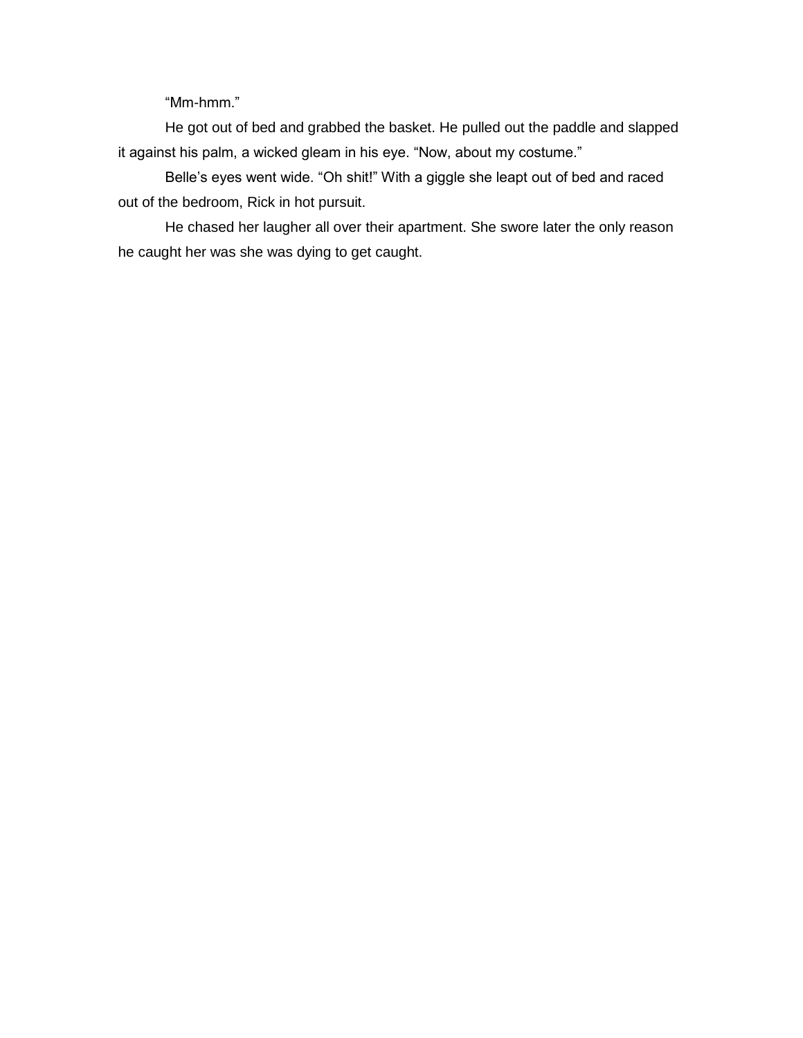"Mm-hmm."

He got out of bed and grabbed the basket. He pulled out the paddle and slapped it against his palm, a wicked gleam in his eye. "Now, about my costume."

Belle's eyes went wide. "Oh shit!" With a giggle she leapt out of bed and raced out of the bedroom, Rick in hot pursuit.

He chased her laugher all over their apartment. She swore later the only reason he caught her was she was dying to get caught.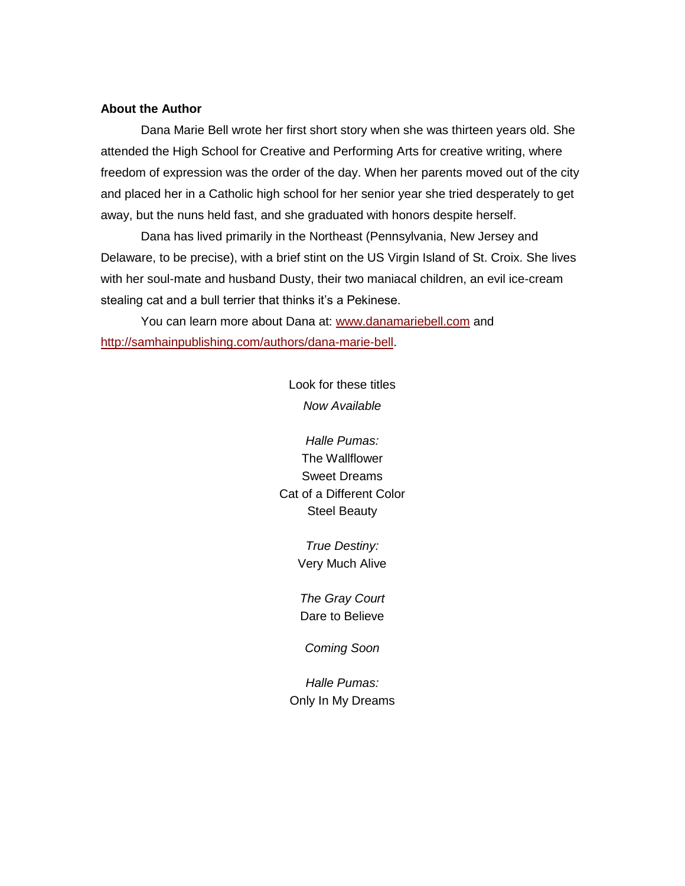**About the Author**

Dana Marie Bell wrote her first short story when she was thirteen years old. She attended the High School for Creative and Performing Arts for creative writing, where freedom of expression was the order of the day. When her parents moved out of the city and placed her in a Catholic high school for her senior year she tried desperately to get away, but the nuns held fast, and she graduated with honors despite herself.

Dana has lived primarily in the Northeast (Pennsylvania, New Jersey and Delaware, to be precise), with a brief stint on the US Virgin Island of St. Croix. She lives with her soul-mate and husband Dusty, their two maniacal children, an evil ice-cream stealing cat and a bull terrier that thinks it's a Pekinese.

You can learn more about Dana at: [www.danamariebell.com](http://www.danamariebell.com) and [http://samhainpublishing.com/authors/dana-marie-bell](http://samhainpublishing.com/authors/dana-marie-bell).

Look for these titles

*Now Available*

*Halle Pumas:*
The Wallflower
Sweet Dreams
Cat of a Different Color
Steel Beauty

*True Destiny:*
Very Much Alive

*The Gray Court*
Dare to Believe

*Coming Soon*

*Halle Pumas:*
Only In My Dreams